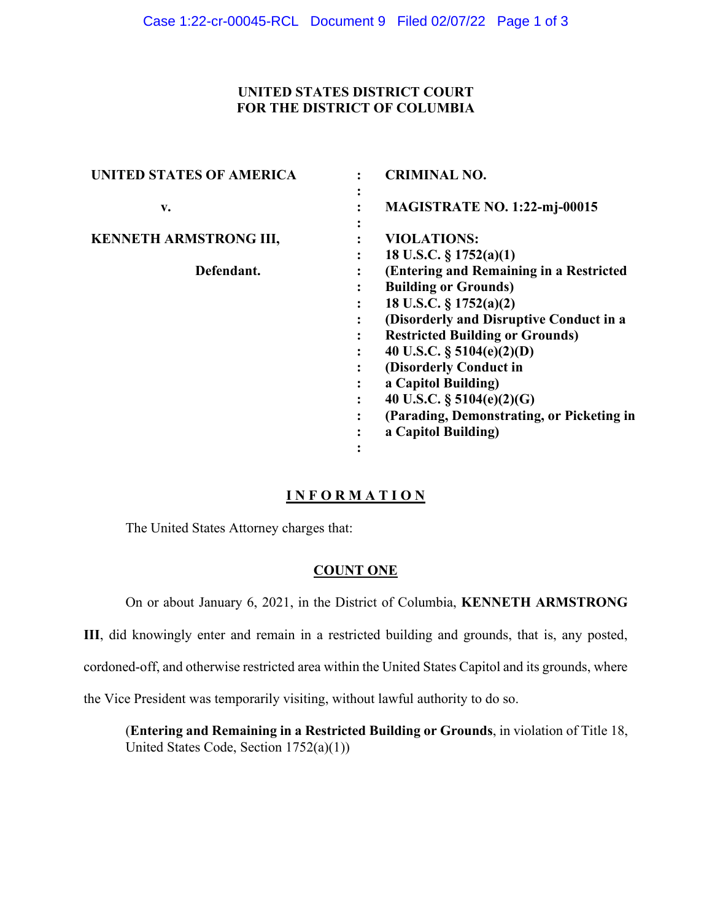**UNITED STATES DISTRICT COURT**
**FOR THE DISTRICT OF COLUMBIA**

| | | |
|---|---|---|
| **UNITED STATES OF AMERICA** | : | **CRIMINAL NO.** |
| | : | |
| **v.** | : | **MAGISTRATE NO. 1:22-mj-00015** |
| | : | |
| **KENNETH ARMSTRONG III,** | : | **VIOLATIONS:** |
| | : | **18 U.S.C. § 1752(a)(1)** |
| **Defendant.** | : | **(Entering and Remaining in a Restricted** |
| | : | **Building or Grounds)** |
| | : | **18 U.S.C. § 1752(a)(2)** |
| | : | **(Disorderly and Disruptive Conduct in a** |
| | : | **Restricted Building or Grounds)** |
| | : | **40 U.S.C. § 5104(e)(2)(D)** |
| | : | **(Disorderly Conduct in** |
| | : | **a Capitol Building)** |
| | : | **40 U.S.C. § 5104(e)(2)(G)** |
| | : | **(Parading, Demonstrating, or Picketing in** |
| | : | **a Capitol Building)** |
| | : | |

## I N F O R M A T I O N

The United States Attorney charges that:

## COUNT ONE

On or about January 6, 2021, in the District of Columbia, **KENNETH ARMSTRONG III**, did knowingly enter and remain in a restricted building and grounds, that is, any posted, cordoned-off, and otherwise restricted area within the United States Capitol and its grounds, where the Vice President was temporarily visiting, without lawful authority to do so.

(**Entering and Remaining in a Restricted Building or Grounds**, in violation of Title 18, United States Code, Section 1752(a)(1))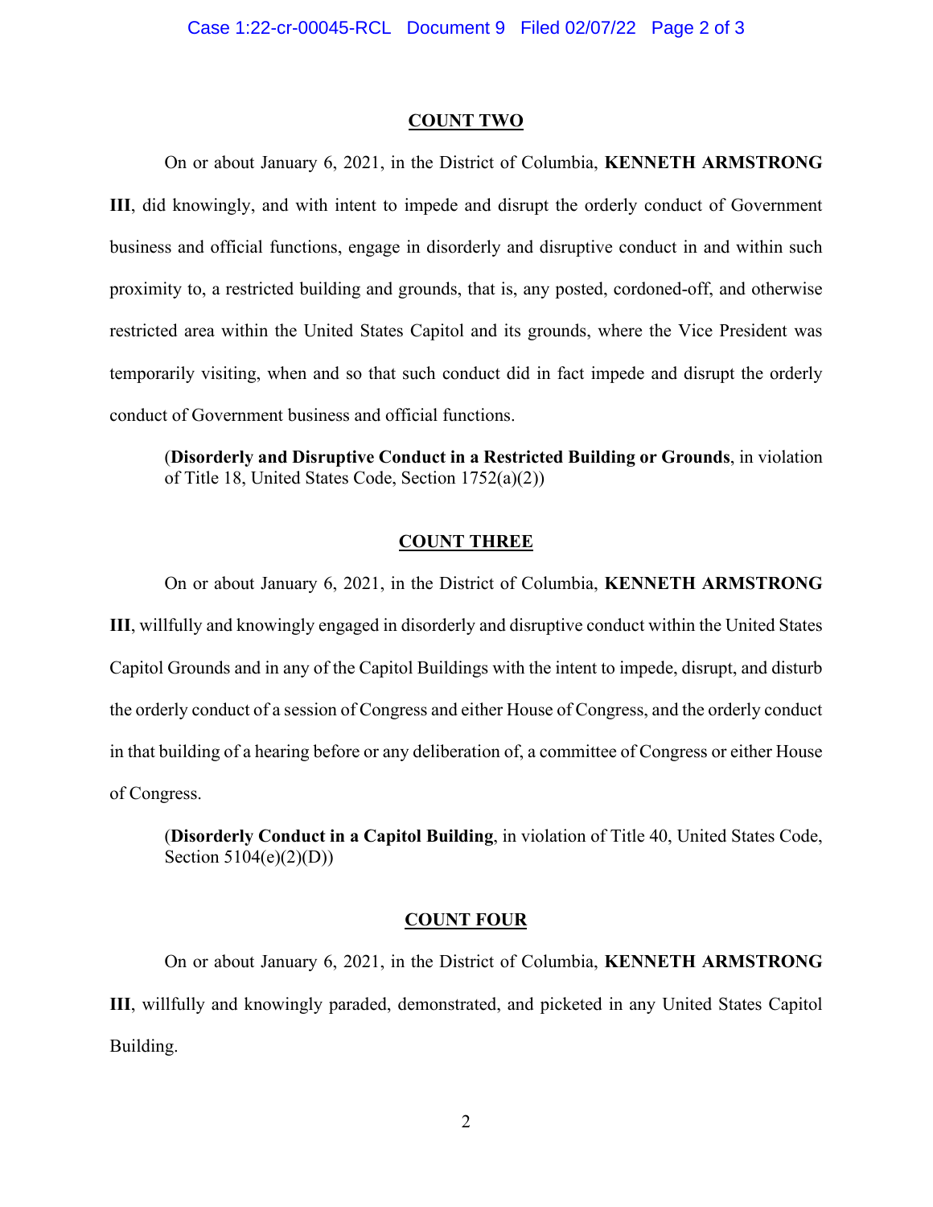## COUNT TWO

On or about January 6, 2021, in the District of Columbia, **KENNETH ARMSTRONG III**, did knowingly, and with intent to impede and disrupt the orderly conduct of Government business and official functions, engage in disorderly and disruptive conduct in and within such proximity to, a restricted building and grounds, that is, any posted, cordoned-off, and otherwise restricted area within the United States Capitol and its grounds, where the Vice President was temporarily visiting, when and so that such conduct did in fact impede and disrupt the orderly conduct of Government business and official functions.

(**Disorderly and Disruptive Conduct in a Restricted Building or Grounds**, in violation of Title 18, United States Code, Section 1752(a)(2))

## COUNT THREE

On or about January 6, 2021, in the District of Columbia, **KENNETH ARMSTRONG III**, willfully and knowingly engaged in disorderly and disruptive conduct within the United States Capitol Grounds and in any of the Capitol Buildings with the intent to impede, disrupt, and disturb the orderly conduct of a session of Congress and either House of Congress, and the orderly conduct in that building of a hearing before or any deliberation of, a committee of Congress or either House of Congress.

(**Disorderly Conduct in a Capitol Building**, in violation of Title 40, United States Code, Section 5104(e)(2)(D))

## COUNT FOUR

On or about January 6, 2021, in the District of Columbia, **KENNETH ARMSTRONG III**, willfully and knowingly paraded, demonstrated, and picketed in any United States Capitol Building.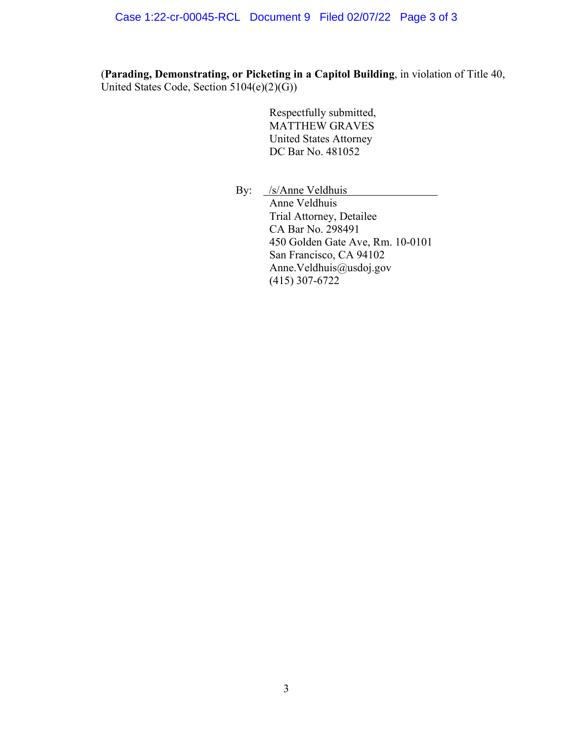(**Parading, Demonstrating, or Picketing in a Capitol Building**, in violation of Title 40, United States Code, Section 5104(e)(2)(G))

Respectfully submitted,
MATTHEW GRAVES
United States Attorney
DC Bar No. 481052

By: /s/Anne Veldhuis
Anne Veldhuis
Trial Attorney, Detailee
CA Bar No. 298491
450 Golden Gate Ave, Rm. 10-0101
San Francisco, CA 94102
Anne.Veldhuis@usdoj.gov
(415) 307-6722